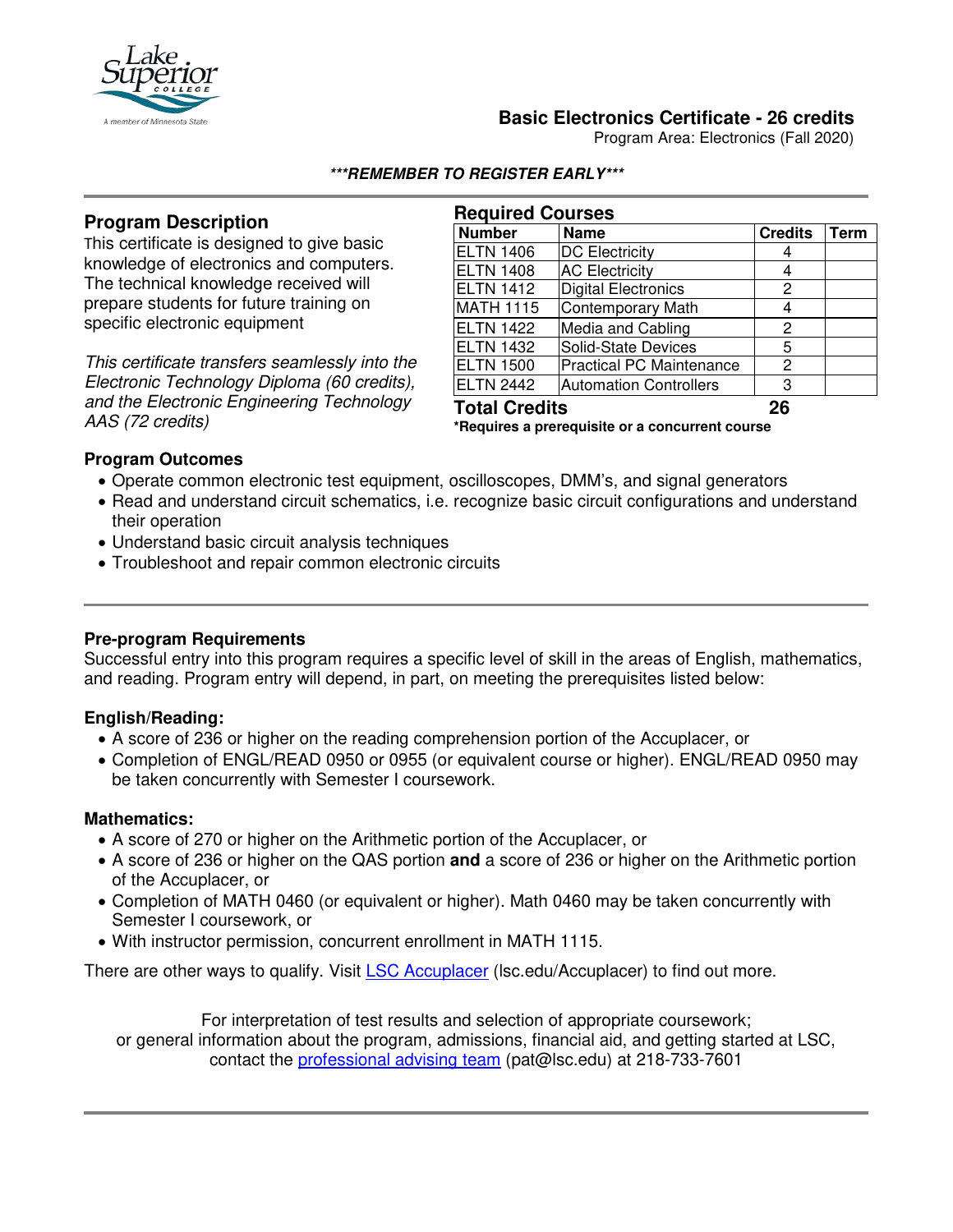# Basic Electronics Certificate - 26 credits

Program Area: Electronics (Fall 2020)

***REMEMBER TO REGISTER EARLY***

## Program Description

This certificate is designed to give basic knowledge of electronics and computers. The technical knowledge received will prepare students for future training on specific electronic equipment

*This certificate transfers seamlessly into the Electronic Technology Diploma (60 credits), and the Electronic Engineering Technology AAS (72 credits)*

## Required Courses

| Number | Name | Credits | Term |
|---|---|---|---|
| ELTN 1406 | DC Electricity | 4 | |
| ELTN 1408 | AC Electricity | 4 | |
| ELTN 1412 | Digital Electronics | 2 | |
| MATH 1115 | Contemporary Math | 4 | |
| ELTN 1422 | Media and Cabling | 2 | |
| ELTN 1432 | Solid-State Devices | 5 | |
| ELTN 1500 | Practical PC Maintenance | 2 | |
| ELTN 2442 | Automation Controllers | 3 | |
| **Total Credits** | | **26** | |

***Requires a prerequisite or a concurrent course**

## Program Outcomes

- Operate common electronic test equipment, oscilloscopes, DMM's, and signal generators
- Read and understand circuit schematics, i.e. recognize basic circuit configurations and understand their operation
- Understand basic circuit analysis techniques
- Troubleshoot and repair common electronic circuits

## Pre-program Requirements

Successful entry into this program requires a specific level of skill in the areas of English, mathematics, and reading. Program entry will depend, in part, on meeting the prerequisites listed below:

### English/Reading:

- A score of 236 or higher on the reading comprehension portion of the Accuplacer, or
- Completion of ENGL/READ 0950 or 0955 (or equivalent course or higher). ENGL/READ 0950 may be taken concurrently with Semester I coursework.

### Mathematics:

- A score of 270 or higher on the Arithmetic portion of the Accuplacer, or
- A score of 236 or higher on the QAS portion **and** a score of 236 or higher on the Arithmetic portion of the Accuplacer, or
- Completion of MATH 0460 (or equivalent or higher). Math 0460 may be taken concurrently with Semester I coursework, or
- With instructor permission, concurrent enrollment in MATH 1115.

There are other ways to qualify. Visit LSC Accuplacer (lsc.edu/Accuplacer) to find out more.

For interpretation of test results and selection of appropriate coursework; or general information about the program, admissions, financial aid, and getting started at LSC, contact the professional advising team (pat@lsc.edu) at 218-733-7601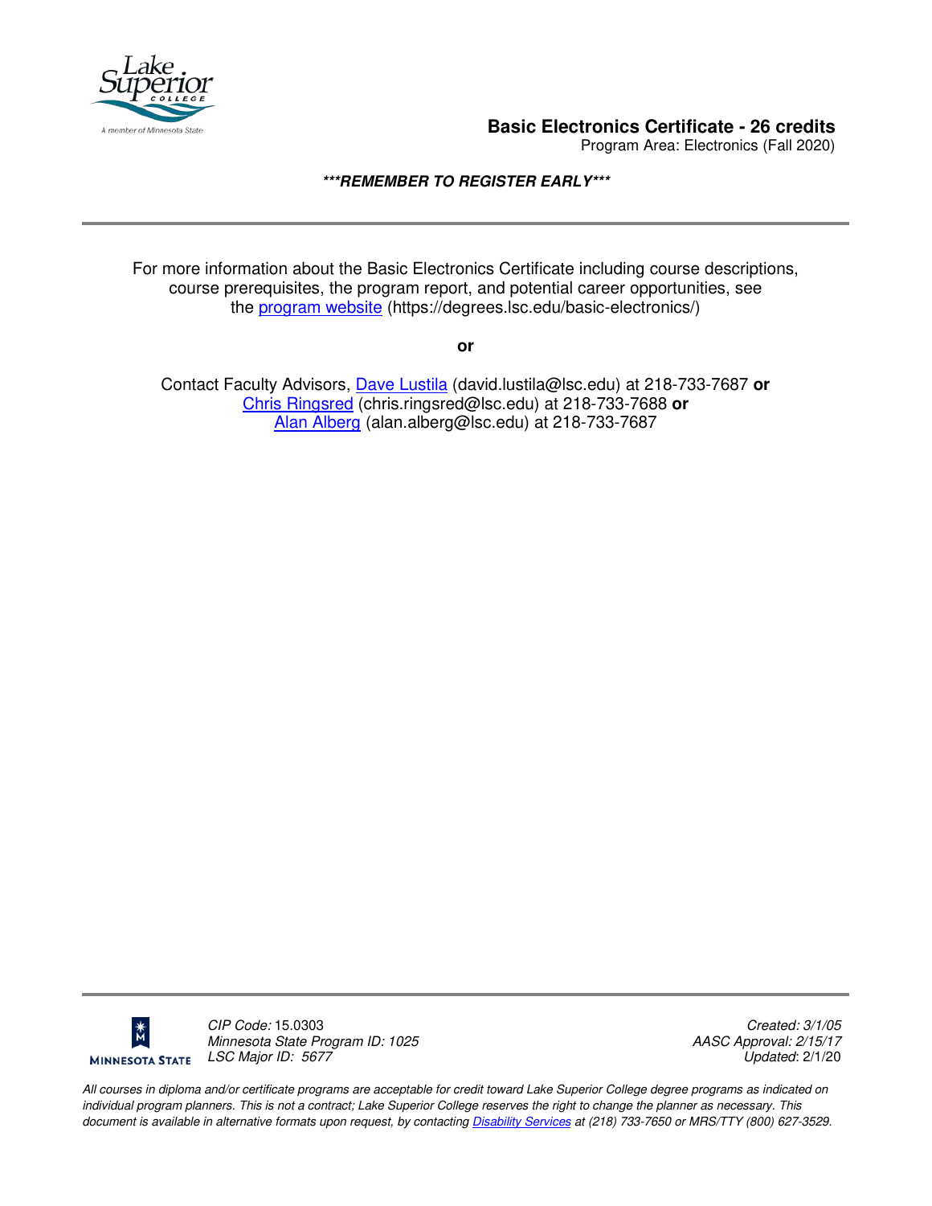## Basic Electronics Certificate - 26 credits

Program Area: Electronics (Fall 2020)

***\*\*\*REMEMBER TO REGISTER EARLY\*\*\****

For more information about the Basic Electronics Certificate including course descriptions, course prerequisites, the program report, and potential career opportunities, see the program website (https://degrees.lsc.edu/basic-electronics/)

**or**

Contact Faculty Advisors, Dave Lustila (david.lustila@lsc.edu) at 218-733-7687 **or** Chris Ringsred (chris.ringsred@lsc.edu) at 218-733-7688 **or** Alan Alberg (alan.alberg@lsc.edu) at 218-733-7687

*CIP Code:* 15.0303
*Minnesota State Program ID: 1025*
*LSC Major ID: 5677*

*Created: 3/1/05*
*AASC Approval: 2/15/17*
*Updated*: 2/1/20

*All courses in diploma and/or certificate programs are acceptable for credit toward Lake Superior College degree programs as indicated on individual program planners. This is not a contract; Lake Superior College reserves the right to change the planner as necessary. This document is available in alternative formats upon request, by contacting Disability Services at (218) 733-7650 or MRS/TTY (800) 627-3529.*